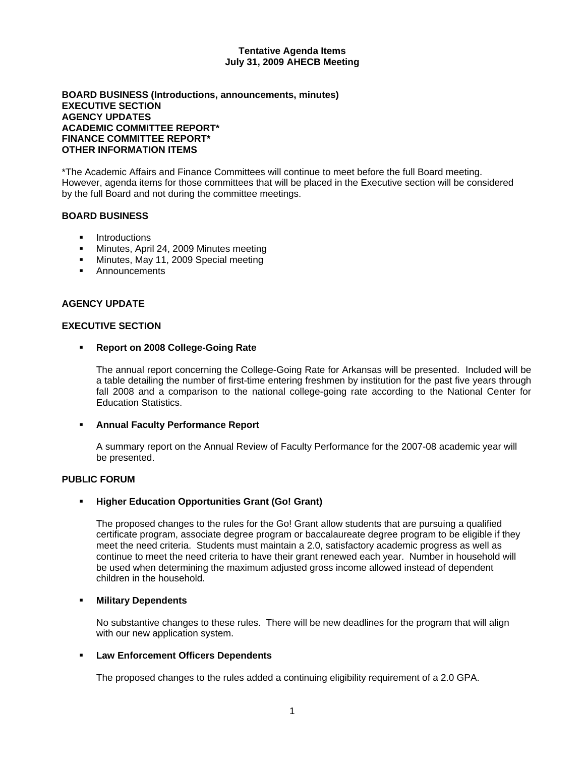**Tentative Agenda Items**
**July 31, 2009 AHECB Meeting**

**BOARD BUSINESS (Introductions, announcements, minutes)**
**EXECUTIVE SECTION**
**AGENCY UPDATES**
**ACADEMIC COMMITTEE REPORT***
**FINANCE COMMITTEE REPORT***
**OTHER INFORMATION ITEMS**

*The Academic Affairs and Finance Committees will continue to meet before the full Board meeting. However, agenda items for those committees that will be placed in the Executive section will be considered by the full Board and not during the committee meetings.

## BOARD BUSINESS

- Introductions
- Minutes, April 24, 2009 Minutes meeting
- Minutes, May 11, 2009 Special meeting
- Announcements

## AGENCY UPDATE

## EXECUTIVE SECTION

- **Report on 2008 College-Going Rate**

  The annual report concerning the College-Going Rate for Arkansas will be presented. Included will be a table detailing the number of first-time entering freshmen by institution for the past five years through fall 2008 and a comparison to the national college-going rate according to the National Center for Education Statistics.

- **Annual Faculty Performance Report**

  A summary report on the Annual Review of Faculty Performance for the 2007-08 academic year will be presented.

## PUBLIC FORUM

- **Higher Education Opportunities Grant (Go! Grant)**

  The proposed changes to the rules for the Go! Grant allow students that are pursuing a qualified certificate program, associate degree program or baccalaureate degree program to be eligible if they meet the need criteria. Students must maintain a 2.0, satisfactory academic progress as well as continue to meet the need criteria to have their grant renewed each year. Number in household will be used when determining the maximum adjusted gross income allowed instead of dependent children in the household.

- **Military Dependents**

  No substantive changes to these rules. There will be new deadlines for the program that will align with our new application system.

- **Law Enforcement Officers Dependents**

  The proposed changes to the rules added a continuing eligibility requirement of a 2.0 GPA.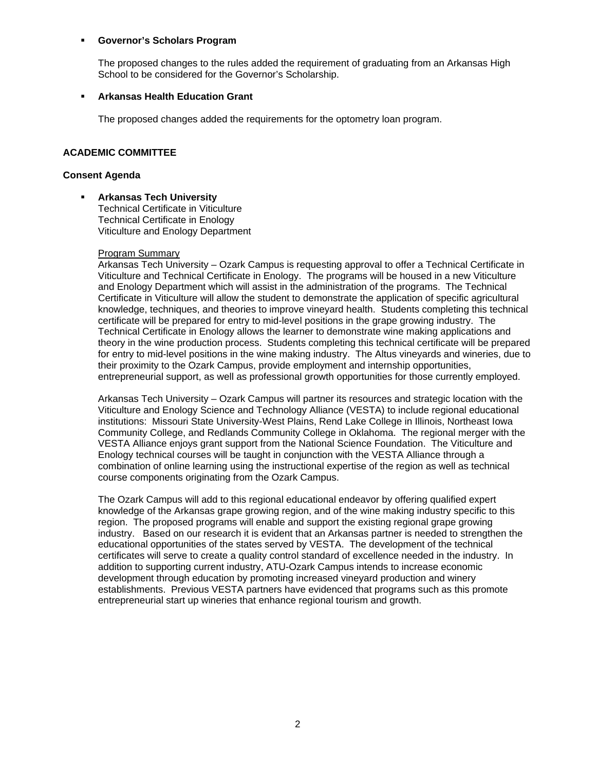- **Governor's Scholars Program**

  The proposed changes to the rules added the requirement of graduating from an Arkansas High School to be considered for the Governor's Scholarship.

- **Arkansas Health Education Grant**

  The proposed changes added the requirements for the optometry loan program.

## ACADEMIC COMMITTEE

### Consent Agenda

- **Arkansas Tech University**
  Technical Certificate in Viticulture
  Technical Certificate in Enology
  Viticulture and Enology Department

  Program Summary
  Arkansas Tech University – Ozark Campus is requesting approval to offer a Technical Certificate in Viticulture and Technical Certificate in Enology. The programs will be housed in a new Viticulture and Enology Department which will assist in the administration of the programs. The Technical Certificate in Viticulture will allow the student to demonstrate the application of specific agricultural knowledge, techniques, and theories to improve vineyard health. Students completing this technical certificate will be prepared for entry to mid-level positions in the grape growing industry. The Technical Certificate in Enology allows the learner to demonstrate wine making applications and theory in the wine production process. Students completing this technical certificate will be prepared for entry to mid-level positions in the wine making industry. The Altus vineyards and wineries, due to their proximity to the Ozark Campus, provide employment and internship opportunities, entrepreneurial support, as well as professional growth opportunities for those currently employed.

  Arkansas Tech University – Ozark Campus will partner its resources and strategic location with the Viticulture and Enology Science and Technology Alliance (VESTA) to include regional educational institutions: Missouri State University-West Plains, Rend Lake College in Illinois, Northeast Iowa Community College, and Redlands Community College in Oklahoma. The regional merger with the VESTA Alliance enjoys grant support from the National Science Foundation. The Viticulture and Enology technical courses will be taught in conjunction with the VESTA Alliance through a combination of online learning using the instructional expertise of the region as well as technical course components originating from the Ozark Campus.

  The Ozark Campus will add to this regional educational endeavor by offering qualified expert knowledge of the Arkansas grape growing region, and of the wine making industry specific to this region. The proposed programs will enable and support the existing regional grape growing industry. Based on our research it is evident that an Arkansas partner is needed to strengthen the educational opportunities of the states served by VESTA. The development of the technical certificates will serve to create a quality control standard of excellence needed in the industry. In addition to supporting current industry, ATU-Ozark Campus intends to increase economic development through education by promoting increased vineyard production and winery establishments. Previous VESTA partners have evidenced that programs such as this promote entrepreneurial start up wineries that enhance regional tourism and growth.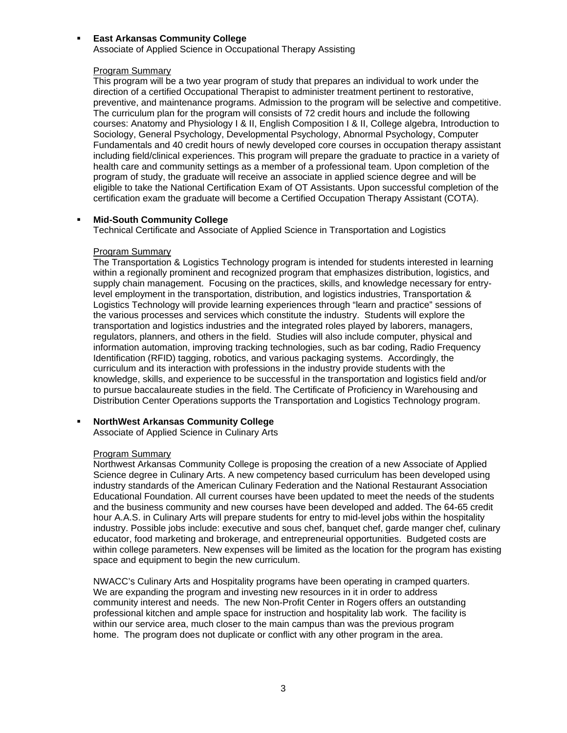- **East Arkansas Community College**
  Associate of Applied Science in Occupational Therapy Assisting

  Program Summary
  This program will be a two year program of study that prepares an individual to work under the direction of a certified Occupational Therapist to administer treatment pertinent to restorative, preventive, and maintenance programs. Admission to the program will be selective and competitive. The curriculum plan for the program will consists of 72 credit hours and include the following courses: Anatomy and Physiology I & II, English Composition I & II, College algebra, Introduction to Sociology, General Psychology, Developmental Psychology, Abnormal Psychology, Computer Fundamentals and 40 credit hours of newly developed core courses in occupation therapy assistant including field/clinical experiences. This program will prepare the graduate to practice in a variety of health care and community settings as a member of a professional team. Upon completion of the program of study, the graduate will receive an associate in applied science degree and will be eligible to take the National Certification Exam of OT Assistants. Upon successful completion of the certification exam the graduate will become a Certified Occupation Therapy Assistant (COTA).

- **Mid-South Community College**
  Technical Certificate and Associate of Applied Science in Transportation and Logistics

  Program Summary
  The Transportation & Logistics Technology program is intended for students interested in learning within a regionally prominent and recognized program that emphasizes distribution, logistics, and supply chain management. Focusing on the practices, skills, and knowledge necessary for entry-level employment in the transportation, distribution, and logistics industries, Transportation & Logistics Technology will provide learning experiences through "learn and practice" sessions of the various processes and services which constitute the industry. Students will explore the transportation and logistics industries and the integrated roles played by laborers, managers, regulators, planners, and others in the field. Studies will also include computer, physical and information automation, improving tracking technologies, such as bar coding, Radio Frequency Identification (RFID) tagging, robotics, and various packaging systems. Accordingly, the curriculum and its interaction with professions in the industry provide students with the knowledge, skills, and experience to be successful in the transportation and logistics field and/or to pursue baccalaureate studies in the field. The Certificate of Proficiency in Warehousing and Distribution Center Operations supports the Transportation and Logistics Technology program.

- **NorthWest Arkansas Community College**
  Associate of Applied Science in Culinary Arts

  Program Summary
  Northwest Arkansas Community College is proposing the creation of a new Associate of Applied Science degree in Culinary Arts. A new competency based curriculum has been developed using industry standards of the American Culinary Federation and the National Restaurant Association Educational Foundation. All current courses have been updated to meet the needs of the students and the business community and new courses have been developed and added. The 64-65 credit hour A.A.S. in Culinary Arts will prepare students for entry to mid-level jobs within the hospitality industry. Possible jobs include: executive and sous chef, banquet chef, garde manger chef, culinary educator, food marketing and brokerage, and entrepreneurial opportunities. Budgeted costs are within college parameters. New expenses will be limited as the location for the program has existing space and equipment to begin the new curriculum.

  NWACC's Culinary Arts and Hospitality programs have been operating in cramped quarters. We are expanding the program and investing new resources in it in order to address community interest and needs. The new Non-Profit Center in Rogers offers an outstanding professional kitchen and ample space for instruction and hospitality lab work. The facility is within our service area, much closer to the main campus than was the previous program home. The program does not duplicate or conflict with any other program in the area.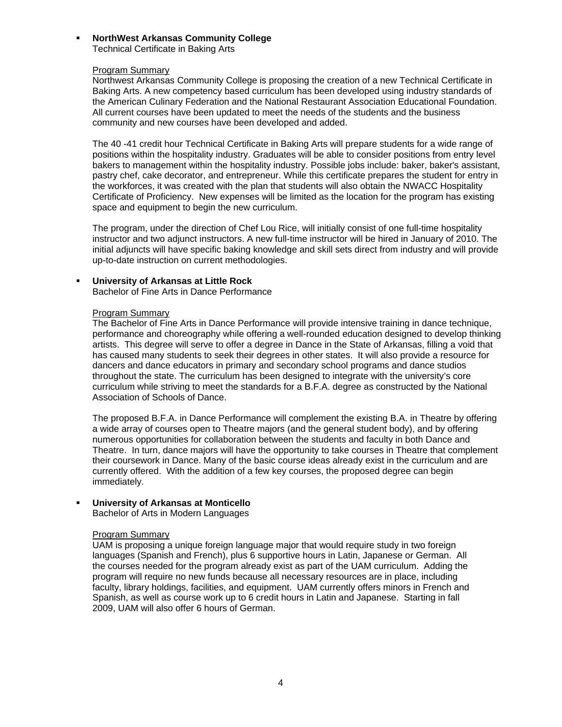- **NorthWest Arkansas Community College**
  Technical Certificate in Baking Arts

  Program Summary
  Northwest Arkansas Community College is proposing the creation of a new Technical Certificate in Baking Arts. A new competency based curriculum has been developed using industry standards of the American Culinary Federation and the National Restaurant Association Educational Foundation. All current courses have been updated to meet the needs of the students and the business community and new courses have been developed and added.

  The 40 -41 credit hour Technical Certificate in Baking Arts will prepare students for a wide range of positions within the hospitality industry. Graduates will be able to consider positions from entry level bakers to management within the hospitality industry. Possible jobs include: baker, baker's assistant, pastry chef, cake decorator, and entrepreneur. While this certificate prepares the student for entry in the workforces, it was created with the plan that students will also obtain the NWACC Hospitality Certificate of Proficiency. New expenses will be limited as the location for the program has existing space and equipment to begin the new curriculum.

  The program, under the direction of Chef Lou Rice, will initially consist of one full-time hospitality instructor and two adjunct instructors. A new full-time instructor will be hired in January of 2010. The initial adjuncts will have specific baking knowledge and skill sets direct from industry and will provide up-to-date instruction on current methodologies.

- **University of Arkansas at Little Rock**
  Bachelor of Fine Arts in Dance Performance

  Program Summary
  The Bachelor of Fine Arts in Dance Performance will provide intensive training in dance technique, performance and choreography while offering a well-rounded education designed to develop thinking artists. This degree will serve to offer a degree in Dance in the State of Arkansas, filling a void that has caused many students to seek their degrees in other states. It will also provide a resource for dancers and dance educators in primary and secondary school programs and dance studios throughout the state. The curriculum has been designed to integrate with the university's core curriculum while striving to meet the standards for a B.F.A. degree as constructed by the National Association of Schools of Dance.

  The proposed B.F.A. in Dance Performance will complement the existing B.A. in Theatre by offering a wide array of courses open to Theatre majors (and the general student body), and by offering numerous opportunities for collaboration between the students and faculty in both Dance and Theatre. In turn, dance majors will have the opportunity to take courses in Theatre that complement their coursework in Dance. Many of the basic course ideas already exist in the curriculum and are currently offered. With the addition of a few key courses, the proposed degree can begin immediately.

- **University of Arkansas at Monticello**
  Bachelor of Arts in Modern Languages

  Program Summary
  UAM is proposing a unique foreign language major that would require study in two foreign languages (Spanish and French), plus 6 supportive hours in Latin, Japanese or German. All the courses needed for the program already exist as part of the UAM curriculum. Adding the program will require no new funds because all necessary resources are in place, including faculty, library holdings, facilities, and equipment. UAM currently offers minors in French and Spanish, as well as course work up to 6 credit hours in Latin and Japanese. Starting in fall 2009, UAM will also offer 6 hours of German.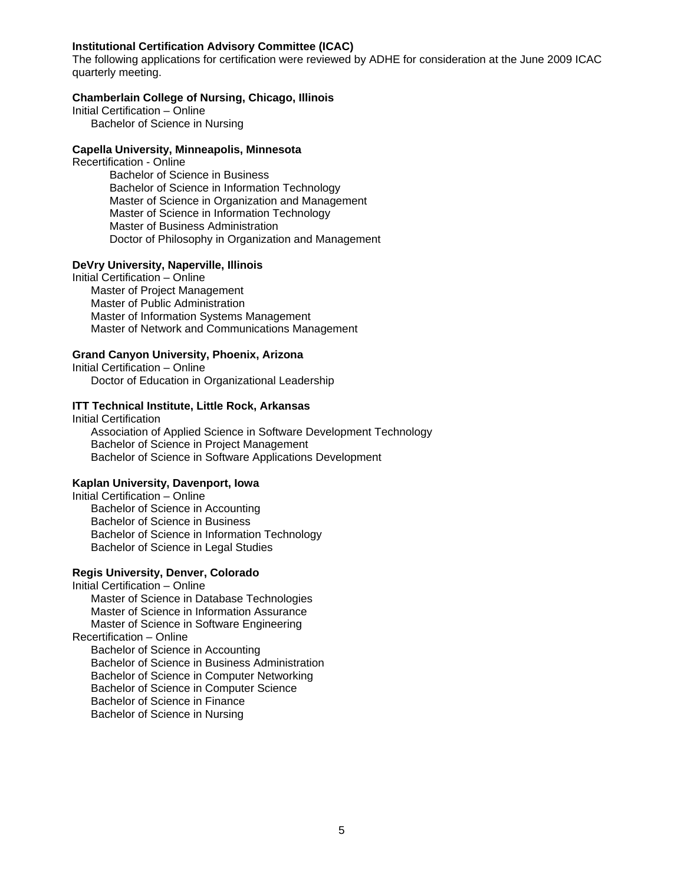**Institutional Certification Advisory Committee (ICAC)**

The following applications for certification were reviewed by ADHE for consideration at the June 2009 ICAC quarterly meeting.

**Chamberlain College of Nursing, Chicago, Illinois**

Initial Certification – Online

- Bachelor of Science in Nursing

**Capella University, Minneapolis, Minnesota**

Recertification - Online

- Bachelor of Science in Business
- Bachelor of Science in Information Technology
- Master of Science in Organization and Management
- Master of Science in Information Technology
- Master of Business Administration
- Doctor of Philosophy in Organization and Management

**DeVry University, Naperville, Illinois**

Initial Certification – Online

- Master of Project Management
- Master of Public Administration
- Master of Information Systems Management
- Master of Network and Communications Management

**Grand Canyon University, Phoenix, Arizona**

Initial Certification – Online

- Doctor of Education in Organizational Leadership

**ITT Technical Institute, Little Rock, Arkansas**

Initial Certification

- Association of Applied Science in Software Development Technology
- Bachelor of Science in Project Management
- Bachelor of Science in Software Applications Development

**Kaplan University, Davenport, Iowa**

Initial Certification – Online

- Bachelor of Science in Accounting
- Bachelor of Science in Business
- Bachelor of Science in Information Technology
- Bachelor of Science in Legal Studies

**Regis University, Denver, Colorado**

Initial Certification – Online

- Master of Science in Database Technologies
- Master of Science in Information Assurance
- Master of Science in Software Engineering

Recertification – Online

- Bachelor of Science in Accounting
- Bachelor of Science in Business Administration
- Bachelor of Science in Computer Networking
- Bachelor of Science in Computer Science
- Bachelor of Science in Finance
- Bachelor of Science in Nursing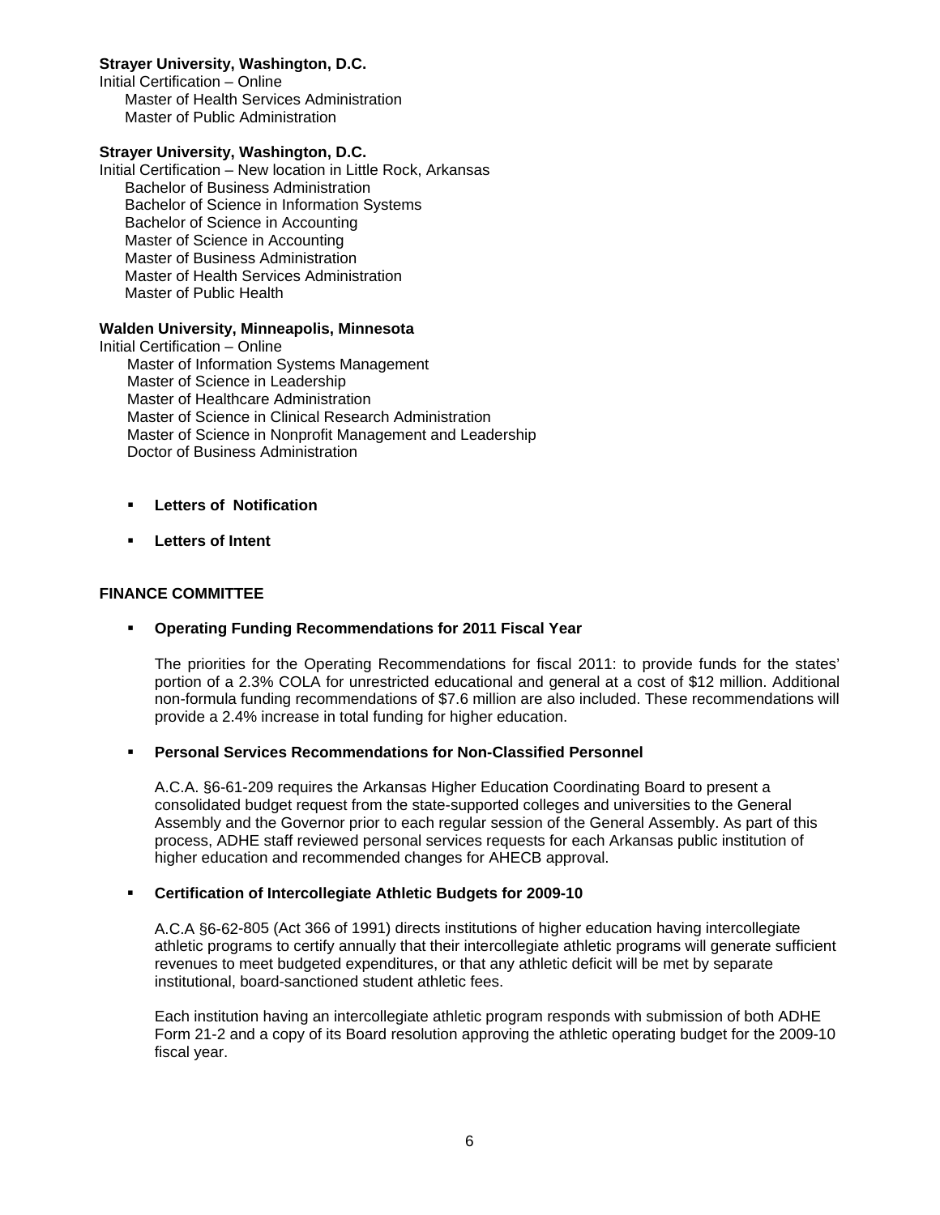**Strayer University, Washington, D.C.**
Initial Certification – Online
- Master of Health Services Administration
- Master of Public Administration

**Strayer University, Washington, D.C.**
Initial Certification – New location in Little Rock, Arkansas
- Bachelor of Business Administration
- Bachelor of Science in Information Systems
- Bachelor of Science in Accounting
- Master of Science in Accounting
- Master of Business Administration
- Master of Health Services Administration
- Master of Public Health

**Walden University, Minneapolis, Minnesota**
Initial Certification – Online
- Master of Information Systems Management
- Master of Science in Leadership
- Master of Healthcare Administration
- Master of Science in Clinical Research Administration
- Master of Science in Nonprofit Management and Leadership
- Doctor of Business Administration

- **Letters of Notification**
- **Letters of Intent**

## FINANCE COMMITTEE

- **Operating Funding Recommendations for 2011 Fiscal Year**

  The priorities for the Operating Recommendations for fiscal 2011: to provide funds for the states' portion of a 2.3% COLA for unrestricted educational and general at a cost of $12 million. Additional non-formula funding recommendations of $7.6 million are also included. These recommendations will provide a 2.4% increase in total funding for higher education.

- **Personal Services Recommendations for Non-Classified Personnel**

  A.C.A. §6-61-209 requires the Arkansas Higher Education Coordinating Board to present a consolidated budget request from the state-supported colleges and universities to the General Assembly and the Governor prior to each regular session of the General Assembly. As part of this process, ADHE staff reviewed personal services requests for each Arkansas public institution of higher education and recommended changes for AHECB approval.

- **Certification of Intercollegiate Athletic Budgets for 2009-10**

  A.C.A §6-62-805 (Act 366 of 1991) directs institutions of higher education having intercollegiate athletic programs to certify annually that their intercollegiate athletic programs will generate sufficient revenues to meet budgeted expenditures, or that any athletic deficit will be met by separate institutional, board-sanctioned student athletic fees.

  Each institution having an intercollegiate athletic program responds with submission of both ADHE Form 21-2 and a copy of its Board resolution approving the athletic operating budget for the 2009-10 fiscal year.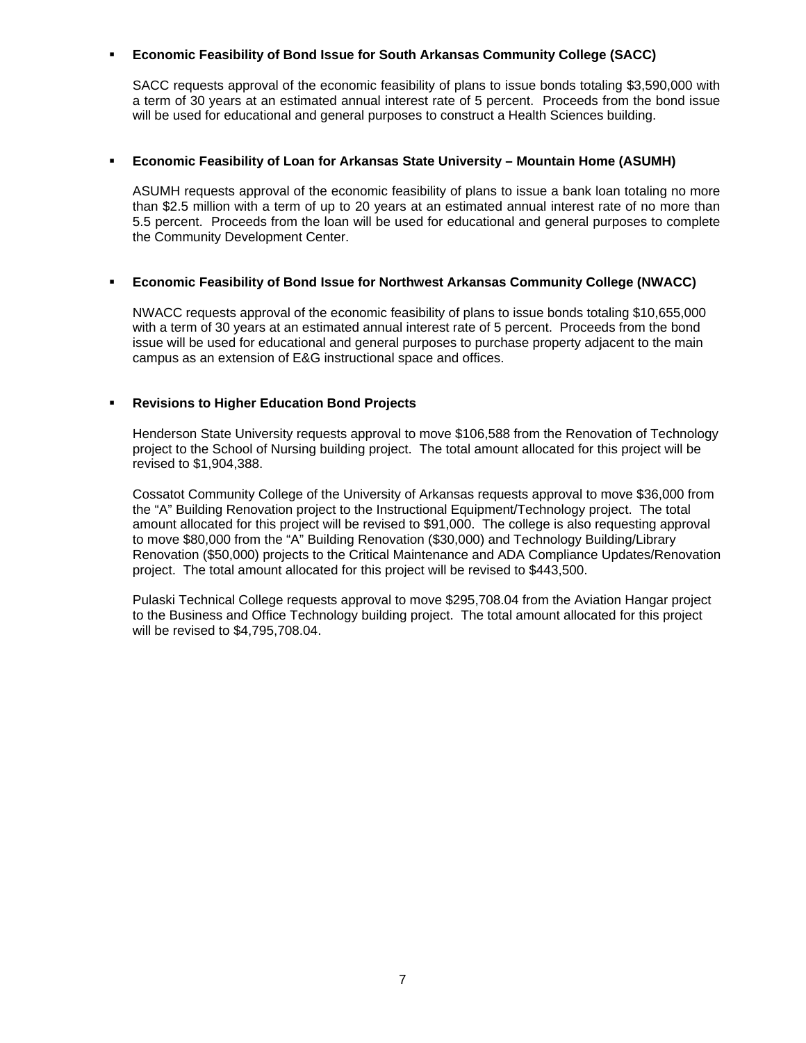- **Economic Feasibility of Bond Issue for South Arkansas Community College (SACC)**

  SACC requests approval of the economic feasibility of plans to issue bonds totaling $3,590,000 with a term of 30 years at an estimated annual interest rate of 5 percent. Proceeds from the bond issue will be used for educational and general purposes to construct a Health Sciences building.

- **Economic Feasibility of Loan for Arkansas State University – Mountain Home (ASUMH)**

  ASUMH requests approval of the economic feasibility of plans to issue a bank loan totaling no more than $2.5 million with a term of up to 20 years at an estimated annual interest rate of no more than 5.5 percent. Proceeds from the loan will be used for educational and general purposes to complete the Community Development Center.

- **Economic Feasibility of Bond Issue for Northwest Arkansas Community College (NWACC)**

  NWACC requests approval of the economic feasibility of plans to issue bonds totaling $10,655,000 with a term of 30 years at an estimated annual interest rate of 5 percent. Proceeds from the bond issue will be used for educational and general purposes to purchase property adjacent to the main campus as an extension of E&G instructional space and offices.

- **Revisions to Higher Education Bond Projects**

  Henderson State University requests approval to move $106,588 from the Renovation of Technology project to the School of Nursing building project. The total amount allocated for this project will be revised to $1,904,388.

  Cossatot Community College of the University of Arkansas requests approval to move $36,000 from the “A” Building Renovation project to the Instructional Equipment/Technology project. The total amount allocated for this project will be revised to $91,000. The college is also requesting approval to move $80,000 from the “A” Building Renovation ($30,000) and Technology Building/Library Renovation ($50,000) projects to the Critical Maintenance and ADA Compliance Updates/Renovation project. The total amount allocated for this project will be revised to $443,500.

  Pulaski Technical College requests approval to move $295,708.04 from the Aviation Hangar project to the Business and Office Technology building project. The total amount allocated for this project will be revised to $4,795,708.04.